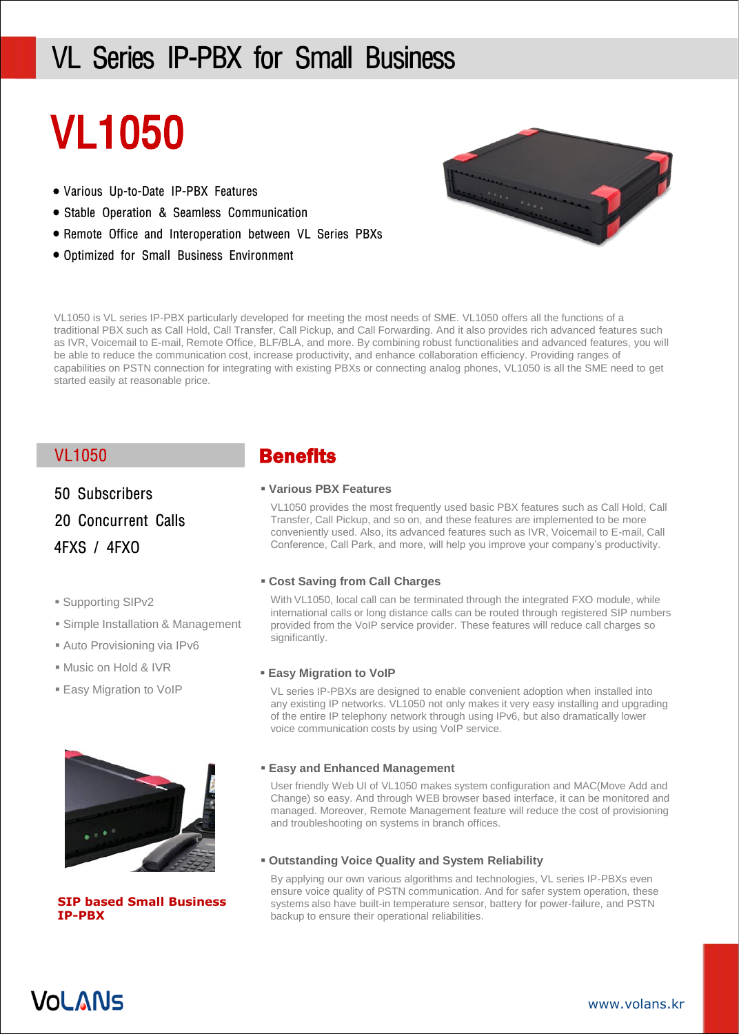# VL Series IP-PBX for Small Business

## VL1050

- Various Up-to-Date IP-PBX Features
- Stable Operation & Seamless Communication
- Remote Office and Interoperation between VL Series PBXs
- Optimized for Small Business Environment

VL1050 is VL series IP-PBX particularly developed for meeting the most needs of SME. VL1050 offers all the functions of a traditional PBX such as Call Hold, Call Transfer, Call Pickup, and Call Forwarding. And it also provides rich advanced features such as IVR, Voicemail to E-mail, Remote Office, BLF/BLA, and more. By combining robust functionalities and advanced features, you will be able to reduce the communication cost, increase productivity, and enhance collaboration efficiency. Providing ranges of capabilities on PSTN connection for integrating with existing PBXs or connecting analog phones, VL1050 is all the SME need to get started easily at reasonable price.

### VL1050

50 Subscribers

20 Concurrent Calls

4FXS / 4FXO

- Supporting SIPv2
- Simple Installation & Management
- Auto Provisioning via IPv6
- Music on Hold & IVR
- Easy Migration to VoIP

**SIP based Small Business IP-PBX**

### Benefits

- **Various PBX Features**

  VL1050 provides the most frequently used basic PBX features such as Call Hold, Call Transfer, Call Pickup, and so on, and these features are implemented to be more conveniently used. Also, its advanced features such as IVR, Voicemail to E-mail, Call Conference, Call Park, and more, will help you improve your company's productivity.

- **Cost Saving from Call Charges**

  With VL1050, local call can be terminated through the integrated FXO module, while international calls or long distance calls can be routed through registered SIP numbers provided from the VoIP service provider. These features will reduce call charges so significantly.

- **Easy Migration to VoIP**

  VL series IP-PBXs are designed to enable convenient adoption when installed into any existing IP networks. VL1050 not only makes it very easy installing and upgrading of the entire IP telephony network through using IPv6, but also dramatically lower voice communication costs by using VoIP service.

- **Easy and Enhanced Management**

  User friendly Web UI of VL1050 makes system configuration and MAC(Move Add and Change) so easy. And through WEB browser based interface, it can be monitored and managed. Moreover, Remote Management feature will reduce the cost of provisioning and troubleshooting on systems in branch offices.

- **Outstanding Voice Quality and System Reliability**

  By applying our own various algorithms and technologies, VL series IP-PBXs even ensure voice quality of PSTN communication. And for safer system operation, these systems also have built-in temperature sensor, battery for power-failure, and PSTN backup to ensure their operational reliabilities.

VoLANs

www.volans.kr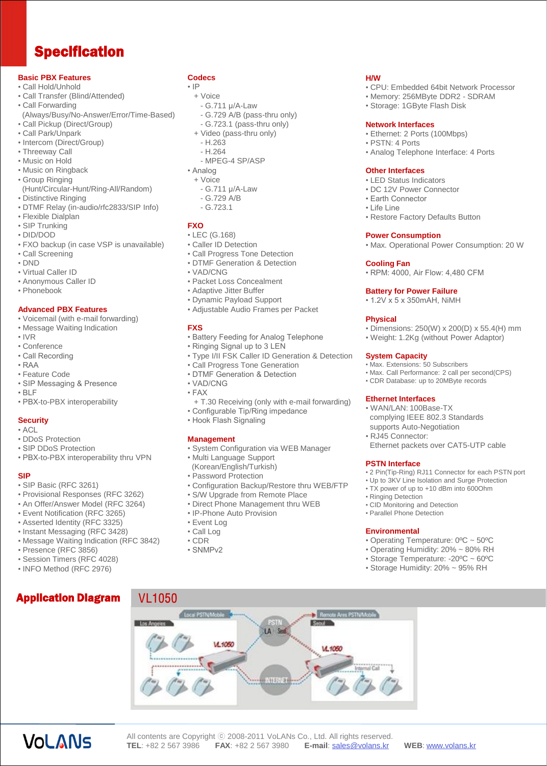# Specification

## Basic PBX Features

- Call Hold/Unhold
- Call Transfer (Blind/Attended)
- Call Forwarding (Always/Busy/No-Answer/Error/Time-Based)
- Call Pickup (Direct/Group)
- Call Park/Unpark
- Intercom (Direct/Group)
- Threeway Call
- Music on Hold
- Music on Ringback
- Group Ringing (Hunt/Circular-Hunt/Ring-All/Random)
- Distinctive Ringing
- DTMF Relay (in-audio/rfc2833/SIP Info)
- Flexible Dialplan
- SIP Trunking
- DID/DOD
- FXO backup (in case VSP is unavailable)
- Call Screening
- DND
- Virtual Caller ID
- Anonymous Caller ID
- Phonebook

## Advanced PBX Features

- Voicemail (with e-mail forwarding)
- Message Waiting Indication
- IVR
- Conference
- Call Recording
- RAA
- Feature Code
- SIP Messaging & Presence
- BLF
- PBX-to-PBX interoperability

## Security

- ACL
- DDoS Protection
- SIP DDoS Protection
- PBX-to-PBX interoperability thru VPN

## SIP

- SIP Basic (RFC 3261)
- Provisional Responses (RFC 3262)
- An Offer/Answer Model (RFC 3264)
- Event Notification (RFC 3265)
- Asserted Identity (RFC 3325)
- Instant Messaging (RFC 3428)
- Message Waiting Indication (RFC 3842)
- Presence (RFC 3856)
- Session Timers (RFC 4028)
- INFO Method (RFC 2976)

## Codecs

- IP
  - + Voice
    - G.711 μ/A-Law
    - G.729 A/B (pass-thru only)
    - G.723.1 (pass-thru only)
  - + Video (pass-thru only)
    - H.263
    - H.264
    - MPEG-4 SP/ASP
- Analog
  - + Voice
    - G.711 μ/A-Law
    - G.729 A/B
    - G.723.1

## FXO

- LEC (G.168)
- Caller ID Detection
- Call Progress Tone Detection
- DTMF Generation & Detection
- VAD/CNG
- Packet Loss Concealment
- Adaptive Jitter Buffer
- Dynamic Payload Support
- Adjustable Audio Frames per Packet

## FXS

- Battery Feeding for Analog Telephone
- Ringing Signal up to 3 LEN
- Type I/II FSK Caller ID Generation & Detection
- Call Progress Tone Generation
- DTMF Generation & Detection
- VAD/CNG
- FAX
  - + T.30 Receiving (only with e-mail forwarding)
- Configurable Tip/Ring impedance
- Hook Flash Signaling

## Management

- System Configuration via WEB Manager
- Multi Language Support (Korean/English/Turkish)
- Password Protection
- Configuration Backup/Restore thru WEB/FTP
- S/W Upgrade from Remote Place
- Direct Phone Management thru WEB
- IP-Phone Auto Provision
- Event Log
- Call Log
- CDR
- SNMPv2

## H/W

- CPU: Embedded 64bit Network Processor
- Memory: 256MByte DDR2 - SDRAM
- Storage: 1GByte Flash Disk

## Network Interfaces

- Ethernet: 2 Ports (100Mbps)
- PSTN: 4 Ports
- Analog Telephone Interface: 4 Ports

## Other Interfaces

- LED Status Indicators
- DC 12V Power Connector
- Earth Connector
- Life Line
- Restore Factory Defaults Button

## Power Consumption

- Max. Operational Power Consumption: 20 W

## Cooling Fan

- RPM: 4000, Air Flow: 4,480 CFM

## Battery for Power Failure

- 1.2V x 5 x 350mAH, NiMH

## Physical

- Dimensions: 250(W) x 200(D) x 55.4(H) mm
- Weight: 1.2Kg (without Power Adaptor)

## System Capacity

- Max. Extensions: 50 Subscribers
- Max. Call Performance: 2 call per second(CPS)
- CDR Database: up to 20MByte records

## Ethernet Interfaces

- WAN/LAN: 100Base-TX complying IEEE 802.3 Standards supports Auto-Negotiation
- RJ45 Connector: Ethernet packets over CAT5-UTP cable

## PSTN Interface

- 2 Pin(Tip-Ring) RJ11 Connector for each PSTN port
- Up to 3KV Line Isolation and Surge Protection
- TX power of up to +10 dBm into 600Ohm
- Ringing Detection
- CID Monitoring and Detection
- Parallel Phone Detection

## Environmental

- Operating Temperature: 0ºC ~ 50ºC
- Operating Humidity: 20% ~ 80% RH
- Storage Temperature: -20ºC ~ 60ºC
- Storage Humidity: 20% ~ 95% RH

# Application Diagram

VL1050

Local PSTN/Mobile
Los Angeles
VL1050
PSTN
LA Seoul
INTERNET
Remote Area PSTN/Mobile
Seoul
VL1050
Internal Call

VoLANs

All contents are Copyright ⓒ 2008-2011 VoLANs Co., Ltd. All rights reserved.
**TEL**: +82 2 567 3986 **FAX**: +82 2 567 3980 **E-mail**: sales@volans.kr **WEB**: www.volans.kr